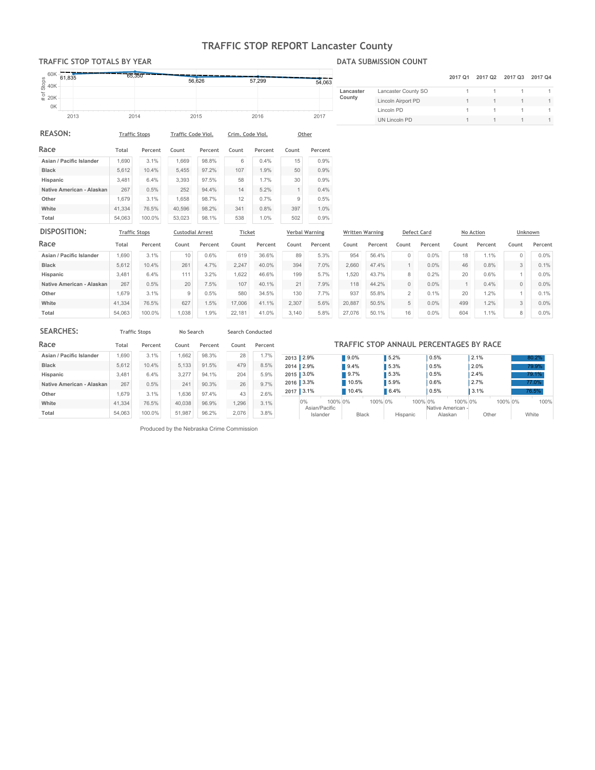# TRAFFIC STOP REPORT Lancaster County

## TRAFFIC STOP TOTALS BY YEAR

| Year | # of Stops |
|---|---|
| 2013 | 61,835 |
| 2014 | 65,350 |
| 2015 | 56,626 |
| 2016 | 57,299 |
| 2017 | 54,063 |

## DATA SUBMISSION COUNT

| | | 2017 Q1 | 2017 Q2 | 2017 Q3 | 2017 Q4 |
|---|---|---|---|---|---|
| Lancaster County | Lancaster County SO | 1 | 1 | 1 | 1 |
| | Lincoln Airport PD | 1 | 1 | 1 | 1 |
| | Lincoln PD | 1 | 1 | 1 | 1 |
| | UN Lincoln PD | 1 | 1 | 1 | 1 |

## REASON:

| | Traffic Stops | | Traffic Code Viol. | | Crim. Code Viol. | | Other | |
|---|---|---|---|---|---|---|---|---|
| Race | Total | Percent | Count | Percent | Count | Percent | Count | Percent |
| Asian / Pacific Islander | 1,690 | 3.1% | 1,669 | 98.8% | 6 | 0.4% | 15 | 0.9% |
| Black | 5,612 | 10.4% | 5,455 | 97.2% | 107 | 1.9% | 50 | 0.9% |
| Hispanic | 3,481 | 6.4% | 3,393 | 97.5% | 58 | 1.7% | 30 | 0.9% |
| Native American - Alaskan | 267 | 0.5% | 252 | 94.4% | 14 | 5.2% | 1 | 0.4% |
| Other | 1,679 | 3.1% | 1,658 | 98.7% | 12 | 0.7% | 9 | 0.5% |
| White | 41,334 | 76.5% | 40,596 | 98.2% | 341 | 0.8% | 397 | 1.0% |
| Total | 54,063 | 100.0% | 53,023 | 98.1% | 538 | 1.0% | 502 | 0.9% |

## DISPOSITION:

| | Traffic Stops | | Custodial Arrest | | Ticket | | Verbal Warning | | Written Warning | | Defect Card | | No Action | | Unknown | |
|---|---|---|---|---|---|---|---|---|---|---|---|---|---|---|---|---|
| Race | Total | Percent | Count | Percent | Count | Percent | Count | Percent | Count | Percent | Count | Percent | Count | Percent | Count | Percent |
| Asian / Pacific Islander | 1,690 | 3.1% | 10 | 0.6% | 619 | 36.6% | 89 | 5.3% | 954 | 56.4% | 0 | 0.0% | 18 | 1.1% | 0 | 0.0% |
| Black | 5,612 | 10.4% | 261 | 4.7% | 2,247 | 40.0% | 394 | 7.0% | 2,660 | 47.4% | 1 | 0.0% | 46 | 0.8% | 3 | 0.1% |
| Hispanic | 3,481 | 6.4% | 111 | 3.2% | 1,622 | 46.6% | 199 | 5.7% | 1,520 | 43.7% | 8 | 0.2% | 20 | 0.6% | 1 | 0.0% |
| Native American - Alaskan | 267 | 0.5% | 20 | 7.5% | 107 | 40.1% | 21 | 7.9% | 118 | 44.2% | 0 | 0.0% | 1 | 0.4% | 0 | 0.0% |
| Other | 1,679 | 3.1% | 9 | 0.5% | 580 | 34.5% | 130 | 7.7% | 937 | 55.8% | 2 | 0.1% | 20 | 1.2% | 1 | 0.1% |
| White | 41,334 | 76.5% | 627 | 1.5% | 17,006 | 41.1% | 2,307 | 5.6% | 20,887 | 50.5% | 5 | 0.0% | 499 | 1.2% | 3 | 0.0% |
| Total | 54,063 | 100.0% | 1,038 | 1.9% | 22,181 | 41.0% | 3,140 | 5.8% | 27,076 | 50.1% | 16 | 0.0% | 604 | 1.1% | 8 | 0.0% |

## SEARCHES:

| | Traffic Stops | | No Search | | Search Conducted | |
|---|---|---|---|---|---|---|
| Race | Total | Percent | Count | Percent | Count | Percent |
| Asian / Pacific Islander | 1,690 | 3.1% | 1,662 | 98.3% | 28 | 1.7% |
| Black | 5,612 | 10.4% | 5,133 | 91.5% | 479 | 8.5% |
| Hispanic | 3,481 | 6.4% | 3,277 | 94.1% | 204 | 5.9% |
| Native American - Alaskan | 267 | 0.5% | 241 | 90.3% | 26 | 9.7% |
| Other | 1,679 | 3.1% | 1,636 | 97.4% | 43 | 2.6% |
| White | 41,334 | 76.5% | 40,038 | 96.9% | 1,296 | 3.1% |
| Total | 54,063 | 100.0% | 51,987 | 96.2% | 2,076 | 3.8% |

## TRAFFIC STOP ANNUAL PERCENTAGES BY RACE

| Year | Asian/Pacific Islander | Black | Hispanic | Native American - Alaskan | Other | White |
|---|---|---|---|---|---|---|
| 2013 | 2.9% | 9.0% | 5.2% | 0.5% | 2.1% | 80.2% |
| 2014 | 2.9% | 9.4% | 5.3% | 0.5% | 2.0% | 79.9% |
| 2015 | 3.0% | 9.7% | 5.3% | 0.5% | 2.4% | 79.1% |
| 2016 | 3.3% | 10.5% | 5.9% | 0.6% | 2.7% | 77.0% |
| 2017 | 3.1% | 10.4% | 6.4% | 0.5% | 3.1% | 76.5% |

Produced by the Nebraska Crime Commission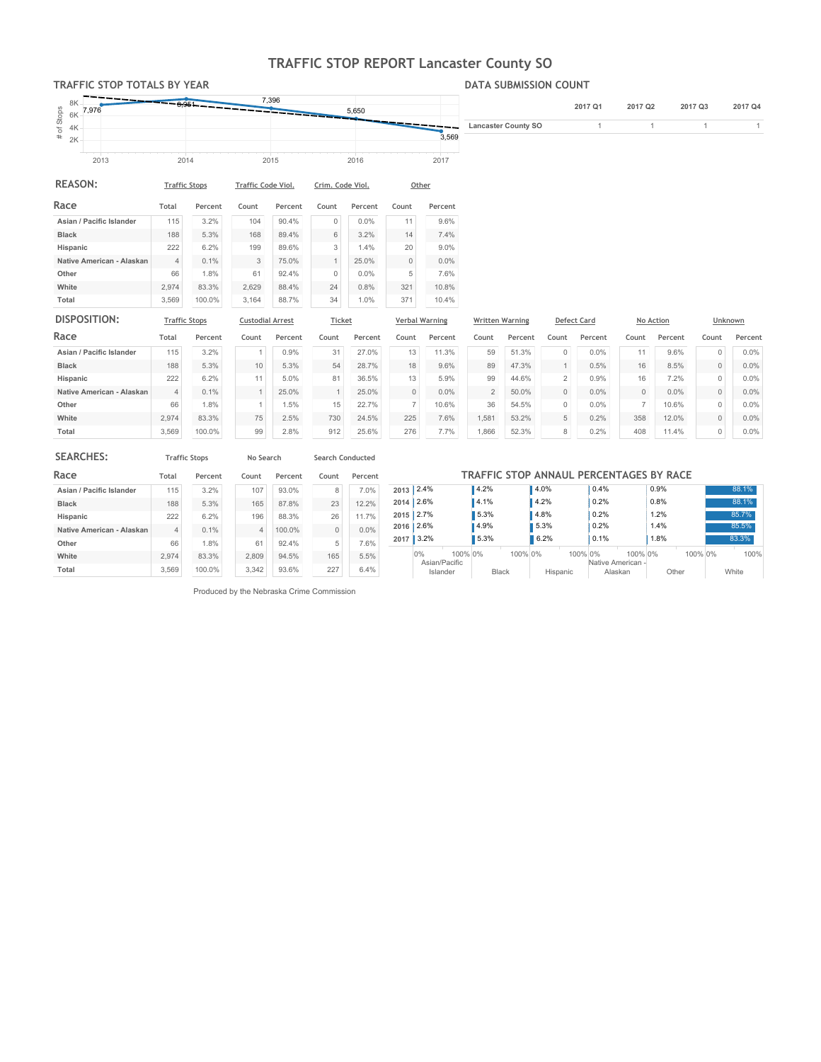# TRAFFIC STOP REPORT Lancaster County SO

## TRAFFIC STOP TOTALS BY YEAR

| Year | # of Stops |
|---|---|
| 2013 | 7,976 |
| 2014 | 8,361 |
| 2015 | 7,396 |
| 2016 | 5,650 |
| 2017 | 3,569 |

## DATA SUBMISSION COUNT

| | 2017 Q1 | 2017 Q2 | 2017 Q3 | 2017 Q4 |
|---|---|---|---|---|
| Lancaster County SO | 1 | 1 | 1 | 1 |

## REASON:

| | Traffic Stops | | Traffic Code Viol. | | Crim. Code Viol. | | Other | |
|---|---|---|---|---|---|---|---|---|
| Race | Total | Percent | Count | Percent | Count | Percent | Count | Percent |
| Asian / Pacific Islander | 115 | 3.2% | 104 | 90.4% | 0 | 0.0% | 11 | 9.6% |
| Black | 188 | 5.3% | 168 | 89.4% | 6 | 3.2% | 14 | 7.4% |
| Hispanic | 222 | 6.2% | 199 | 89.6% | 3 | 1.4% | 20 | 9.0% |
| Native American - Alaskan | 4 | 0.1% | 3 | 75.0% | 1 | 25.0% | 0 | 0.0% |
| Other | 66 | 1.8% | 61 | 92.4% | 0 | 0.0% | 5 | 7.6% |
| White | 2,974 | 83.3% | 2,629 | 88.4% | 24 | 0.8% | 321 | 10.8% |
| Total | 3,569 | 100.0% | 3,164 | 88.7% | 34 | 1.0% | 371 | 10.4% |

## DISPOSITION:

| | Traffic Stops | | Custodial Arrest | | Ticket | | Verbal Warning | | Written Warning | | Defect Card | | No Action | | Unknown | |
|---|---|---|---|---|---|---|---|---|---|---|---|---|---|---|---|---|
| Race | Total | Percent | Count | Percent | Count | Percent | Count | Percent | Count | Percent | Count | Percent | Count | Percent | Count | Percent |
| Asian / Pacific Islander | 115 | 3.2% | 1 | 0.9% | 31 | 27.0% | 13 | 11.3% | 59 | 51.3% | 0 | 0.0% | 11 | 9.6% | 0 | 0.0% |
| Black | 188 | 5.3% | 10 | 5.3% | 54 | 28.7% | 18 | 9.6% | 89 | 47.3% | 1 | 0.5% | 16 | 8.5% | 0 | 0.0% |
| Hispanic | 222 | 6.2% | 11 | 5.0% | 81 | 36.5% | 13 | 5.9% | 99 | 44.6% | 2 | 0.9% | 16 | 7.2% | 0 | 0.0% |
| Native American - Alaskan | 4 | 0.1% | 1 | 25.0% | 1 | 25.0% | 0 | 0.0% | 2 | 50.0% | 0 | 0.0% | 0 | 0.0% | 0 | 0.0% |
| Other | 66 | 1.8% | 1 | 1.5% | 15 | 22.7% | 7 | 10.6% | 36 | 54.5% | 0 | 0.0% | 7 | 10.6% | 0 | 0.0% |
| White | 2,974 | 83.3% | 75 | 2.5% | 730 | 24.5% | 225 | 7.6% | 1,581 | 53.2% | 5 | 0.2% | 358 | 12.0% | 0 | 0.0% |
| Total | 3,569 | 100.0% | 99 | 2.8% | 912 | 25.6% | 276 | 7.7% | 1,866 | 52.3% | 8 | 0.2% | 408 | 11.4% | 0 | 0.0% |

## SEARCHES:

| | Traffic Stops | | No Search | | Search Conducted | |
|---|---|---|---|---|---|---|
| Race | Total | Percent | Count | Percent | Count | Percent |
| Asian / Pacific Islander | 115 | 3.2% | 107 | 93.0% | 8 | 7.0% |
| Black | 188 | 5.3% | 165 | 87.8% | 23 | 12.2% |
| Hispanic | 222 | 6.2% | 196 | 88.3% | 26 | 11.7% |
| Native American - Alaskan | 4 | 0.1% | 4 | 100.0% | 0 | 0.0% |
| Other | 66 | 1.8% | 61 | 92.4% | 5 | 7.6% |
| White | 2,974 | 83.3% | 2,809 | 94.5% | 165 | 5.5% |
| Total | 3,569 | 100.0% | 3,342 | 93.6% | 227 | 6.4% |

## TRAFFIC STOP ANNUAL PERCENTAGES BY RACE

| Year | Asian/Pacific Islander | Black | Hispanic | Native American - Alaskan | Other | White |
|---|---|---|---|---|---|---|
| 2013 | 2.4% | 4.2% | 4.0% | 0.4% | 0.9% | 88.1% |
| 2014 | 2.6% | 4.1% | 4.2% | 0.2% | 0.8% | 88.1% |
| 2015 | 2.7% | 5.3% | 4.8% | 0.2% | 1.2% | 85.7% |
| 2016 | 2.6% | 4.9% | 5.3% | 0.2% | 1.4% | 85.5% |
| 2017 | 3.2% | 5.3% | 6.2% | 0.1% | 1.8% | 83.3% |

Produced by the Nebraska Crime Commission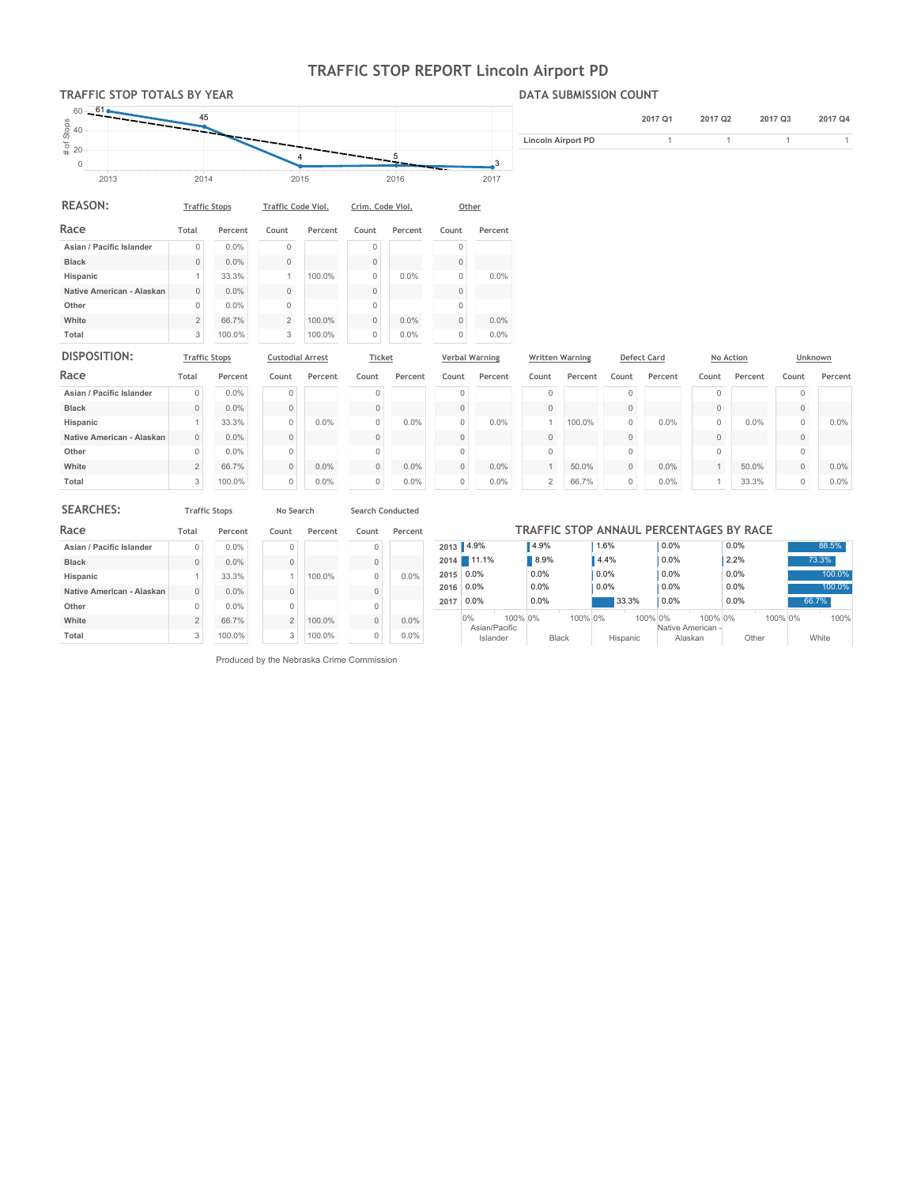# TRAFFIC STOP REPORT Lincoln Airport PD

## TRAFFIC STOP TOTALS BY YEAR

| Year | # of Stops |
|---|---|
| 2013 | 61 |
| 2014 | 45 |
| 2015 | 4 |
| 2016 | 5 |
| 2017 | 3 |

## DATA SUBMISSION COUNT

| | 2017 Q1 | 2017 Q2 | 2017 Q3 | 2017 Q4 |
|---|---|---|---|---|
| Lincoln Airport PD | 1 | 1 | 1 | 1 |

## REASON:

| | Traffic Stops | | Traffic Code Viol. | | Crim. Code Viol. | | Other | |
|---|---|---|---|---|---|---|---|---|
| Race | Total | Percent | Count | Percent | Count | Percent | Count | Percent |
| Asian / Pacific Islander | 0 | 0.0% | 0 | | 0 | | 0 | |
| Black | 0 | 0.0% | 0 | | 0 | | 0 | |
| Hispanic | 1 | 33.3% | 1 | 100.0% | 0 | 0.0% | 0 | 0.0% |
| Native American - Alaskan | 0 | 0.0% | 0 | | 0 | | 0 | |
| Other | 0 | 0.0% | 0 | | 0 | | 0 | |
| White | 2 | 66.7% | 2 | 100.0% | 0 | 0.0% | 0 | 0.0% |
| Total | 3 | 100.0% | 3 | 100.0% | 0 | 0.0% | 0 | 0.0% |

## DISPOSITION:

| | Traffic Stops | | Custodial Arrest | | Ticket | | Verbal Warning | | Written Warning | | Defect Card | | No Action | | Unknown | |
|---|---|---|---|---|---|---|---|---|---|---|---|---|---|---|---|---|
| Race | Total | Percent | Count | Percent | Count | Percent | Count | Percent | Count | Percent | Count | Percent | Count | Percent | Count | Percent |
| Asian / Pacific Islander | 0 | 0.0% | 0 | | 0 | | 0 | | 0 | | 0 | | 0 | | 0 | |
| Black | 0 | 0.0% | 0 | | 0 | | 0 | | 0 | | 0 | | 0 | | 0 | |
| Hispanic | 1 | 33.3% | 0 | 0.0% | 0 | 0.0% | 0 | 0.0% | 1 | 100.0% | 0 | 0.0% | 0 | 0.0% | 0 | 0.0% |
| Native American - Alaskan | 0 | 0.0% | 0 | | 0 | | 0 | | 0 | | 0 | | 0 | | 0 | |
| Other | 0 | 0.0% | 0 | | 0 | | 0 | | 0 | | 0 | | 0 | | 0 | |
| White | 2 | 66.7% | 0 | 0.0% | 0 | 0.0% | 0 | 0.0% | 1 | 50.0% | 0 | 0.0% | 1 | 50.0% | 0 | 0.0% |
| Total | 3 | 100.0% | 0 | 0.0% | 0 | 0.0% | 0 | 0.0% | 2 | 66.7% | 0 | 0.0% | 1 | 33.3% | 0 | 0.0% |

## SEARCHES:

| | Traffic Stops | | No Search | | Search Conducted | |
|---|---|---|---|---|---|---|
| Race | Total | Percent | Count | Percent | Count | Percent |
| Asian / Pacific Islander | 0 | 0.0% | 0 | | 0 | |
| Black | 0 | 0.0% | 0 | | 0 | |
| Hispanic | 1 | 33.3% | 1 | 100.0% | 0 | 0.0% |
| Native American - Alaskan | 0 | 0.0% | 0 | | 0 | |
| Other | 0 | 0.0% | 0 | | 0 | |
| White | 2 | 66.7% | 2 | 100.0% | 0 | 0.0% |
| Total | 3 | 100.0% | 3 | 100.0% | 0 | 0.0% |

## TRAFFIC STOP ANNAUL PERCENTAGES BY RACE

| Year | Asian/Pacific Islander | Black | Hispanic | Native American - Alaskan | Other | White |
|---|---|---|---|---|---|---|
| 2013 | 4.9% | 4.9% | 1.6% | 0.0% | 0.0% | 88.5% |
| 2014 | 11.1% | 8.9% | 4.4% | 0.0% | 2.2% | 73.3% |
| 2015 | 0.0% | 0.0% | 0.0% | 0.0% | 0.0% | 100.0% |
| 2016 | 0.0% | 0.0% | 0.0% | 0.0% | 0.0% | 100.0% |
| 2017 | 0.0% | 0.0% | 33.3% | 0.0% | 0.0% | 66.7% |

Produced by the Nebraska Crime Commission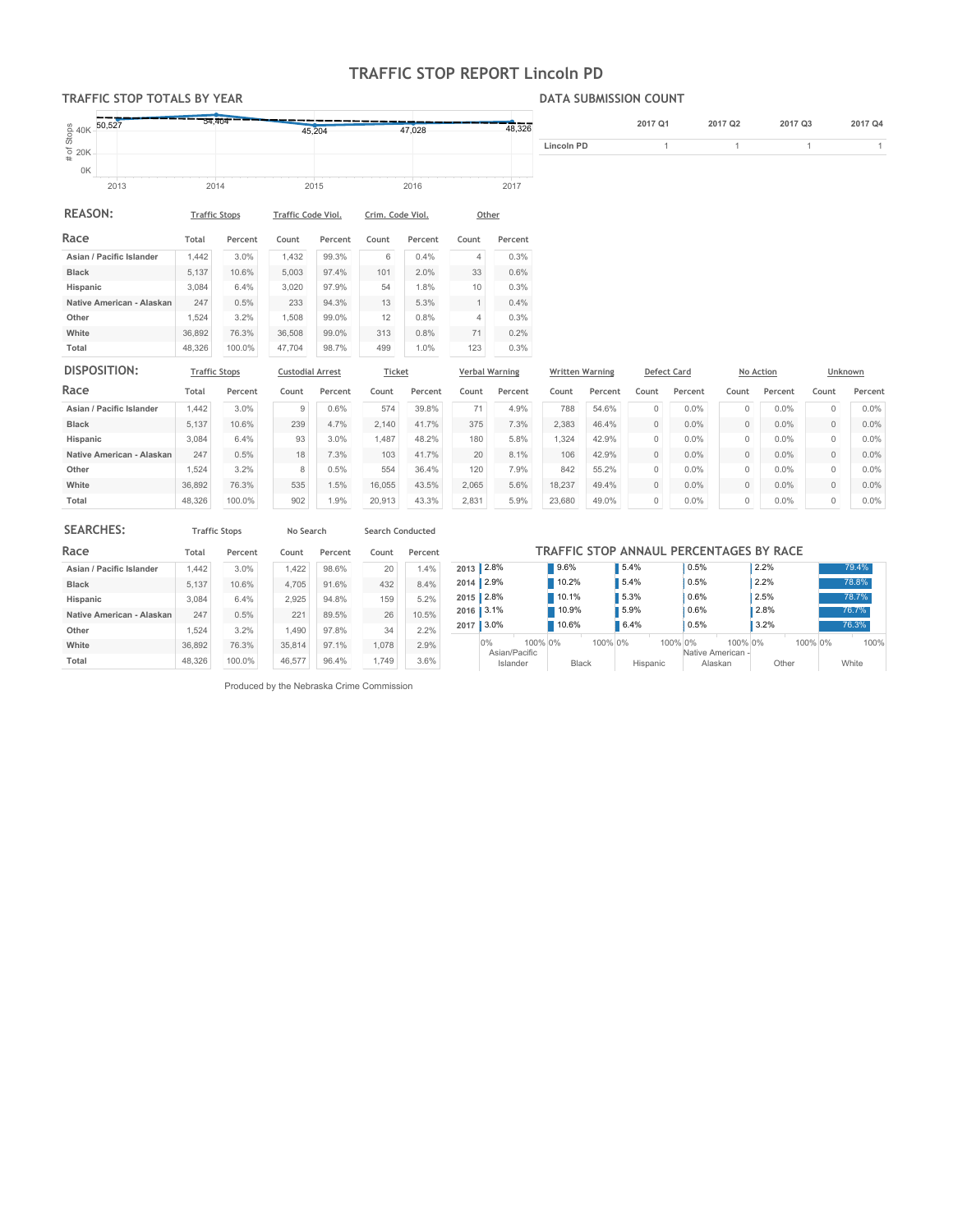# TRAFFIC STOP REPORT Lincoln PD

## TRAFFIC STOP TOTALS BY YEAR

| Year | # of Stops |
|---|---|
| 2013 | 50,527 |
| 2014 | 54,404 |
| 2015 | 45,204 |
| 2016 | 47,028 |
| 2017 | 48,326 |

## DATA SUBMISSION COUNT

| | 2017 Q1 | 2017 Q2 | 2017 Q3 | 2017 Q4 |
|---|---|---|---|---|
| Lincoln PD | 1 | 1 | 1 | 1 |

## REASON:

| | Traffic Stops | | Traffic Code Viol. | | Crim. Code Viol. | | Other | |
|---|---|---|---|---|---|---|---|---|
| Race | Total | Percent | Count | Percent | Count | Percent | Count | Percent |
| Asian / Pacific Islander | 1,442 | 3.0% | 1,432 | 99.3% | 6 | 0.4% | 4 | 0.3% |
| Black | 5,137 | 10.6% | 5,003 | 97.4% | 101 | 2.0% | 33 | 0.6% |
| Hispanic | 3,084 | 6.4% | 3,020 | 97.9% | 54 | 1.8% | 10 | 0.3% |
| Native American - Alaskan | 247 | 0.5% | 233 | 94.3% | 13 | 5.3% | 1 | 0.4% |
| Other | 1,524 | 3.2% | 1,508 | 99.0% | 12 | 0.8% | 4 | 0.3% |
| White | 36,892 | 76.3% | 36,508 | 99.0% | 313 | 0.8% | 71 | 0.2% |
| Total | 48,326 | 100.0% | 47,704 | 98.7% | 499 | 1.0% | 123 | 0.3% |

## DISPOSITION:

| | Traffic Stops | | Custodial Arrest | | Ticket | | Verbal Warning | | Written Warning | | Defect Card | | No Action | | Unknown | |
|---|---|---|---|---|---|---|---|---|---|---|---|---|---|---|---|---|
| Race | Total | Percent | Count | Percent | Count | Percent | Count | Percent | Count | Percent | Count | Percent | Count | Percent | Count | Percent |
| Asian / Pacific Islander | 1,442 | 3.0% | 9 | 0.6% | 574 | 39.8% | 71 | 4.9% | 788 | 54.6% | 0 | 0.0% | 0 | 0.0% | 0 | 0.0% |
| Black | 5,137 | 10.6% | 239 | 4.7% | 2,140 | 41.7% | 375 | 7.3% | 2,383 | 46.4% | 0 | 0.0% | 0 | 0.0% | 0 | 0.0% |
| Hispanic | 3,084 | 6.4% | 93 | 3.0% | 1,487 | 48.2% | 180 | 5.8% | 1,324 | 42.9% | 0 | 0.0% | 0 | 0.0% | 0 | 0.0% |
| Native American - Alaskan | 247 | 0.5% | 18 | 7.3% | 103 | 41.7% | 20 | 8.1% | 106 | 42.9% | 0 | 0.0% | 0 | 0.0% | 0 | 0.0% |
| Other | 1,524 | 3.2% | 8 | 0.5% | 554 | 36.4% | 120 | 7.9% | 842 | 55.2% | 0 | 0.0% | 0 | 0.0% | 0 | 0.0% |
| White | 36,892 | 76.3% | 535 | 1.5% | 16,055 | 43.5% | 2,065 | 5.6% | 18,237 | 49.4% | 0 | 0.0% | 0 | 0.0% | 0 | 0.0% |
| Total | 48,326 | 100.0% | 902 | 1.9% | 20,913 | 43.3% | 2,831 | 5.9% | 23,680 | 49.0% | 0 | 0.0% | 0 | 0.0% | 0 | 0.0% |

## SEARCHES:

| | Traffic Stops | | No Search | | Search Conducted | |
|---|---|---|---|---|---|---|
| Race | Total | Percent | Count | Percent | Count | Percent |
| Asian / Pacific Islander | 1,442 | 3.0% | 1,422 | 98.6% | 20 | 1.4% |
| Black | 5,137 | 10.6% | 4,705 | 91.6% | 432 | 8.4% |
| Hispanic | 3,084 | 6.4% | 2,925 | 94.8% | 159 | 5.2% |
| Native American - Alaskan | 247 | 0.5% | 221 | 89.5% | 26 | 10.5% |
| Other | 1,524 | 3.2% | 1,490 | 97.8% | 34 | 2.2% |
| White | 36,892 | 76.3% | 35,814 | 97.1% | 1,078 | 2.9% |
| Total | 48,326 | 100.0% | 46,577 | 96.4% | 1,749 | 3.6% |

## TRAFFIC STOP ANNAUL PERCENTAGES BY RACE

| Year | Asian/Pacific Islander | Black | Hispanic | Native American - Alaskan | Other | White |
|---|---|---|---|---|---|---|
| 2013 | 2.8% | 9.6% | 5.4% | 0.5% | 2.2% | 79.4% |
| 2014 | 2.9% | 10.2% | 5.4% | 0.5% | 2.2% | 78.8% |
| 2015 | 2.8% | 10.1% | 5.3% | 0.6% | 2.5% | 78.7% |
| 2016 | 3.1% | 10.9% | 5.9% | 0.6% | 2.8% | 76.7% |
| 2017 | 3.0% | 10.6% | 6.4% | 0.5% | 3.2% | 76.3% |

Produced by the Nebraska Crime Commission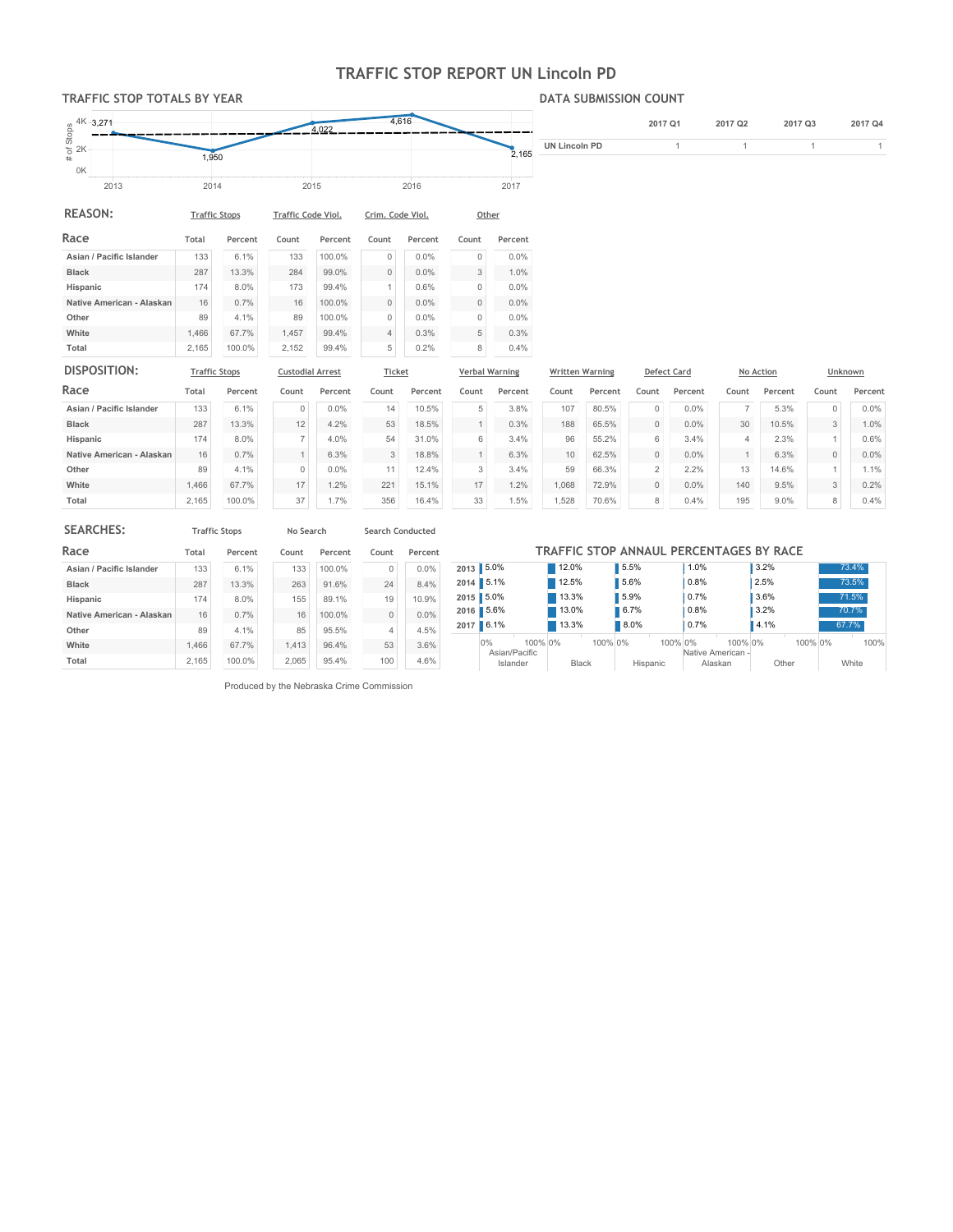# TRAFFIC STOP REPORT UN Lincoln PD

## TRAFFIC STOP TOTALS BY YEAR

4K
2K
0K
# of Stops
3,271
1,950
4,022
4,616
2,165
2013
2014
2015
2016
2017

## DATA SUBMISSION COUNT

| | 2017 Q1 | 2017 Q2 | 2017 Q3 | 2017 Q4 |
|---|---|---|---|---|
| UN Lincoln PD | 1 | 1 | 1 | 1 |

## REASON:

| Race | Traffic Stops | | Traffic Code Viol. | | Crim. Code Viol. | | Other | |
|---|---|---|---|---|---|---|---|---|
| | Total | Percent | Count | Percent | Count | Percent | Count | Percent |
| Asian / Pacific Islander | 133 | 6.1% | 133 | 100.0% | 0 | 0.0% | 0 | 0.0% |
| Black | 287 | 13.3% | 284 | 99.0% | 0 | 0.0% | 3 | 1.0% |
| Hispanic | 174 | 8.0% | 173 | 99.4% | 1 | 0.6% | 0 | 0.0% |
| Native American - Alaskan | 16 | 0.7% | 16 | 100.0% | 0 | 0.0% | 0 | 0.0% |
| Other | 89 | 4.1% | 89 | 100.0% | 0 | 0.0% | 0 | 0.0% |
| White | 1,466 | 67.7% | 1,457 | 99.4% | 4 | 0.3% | 5 | 0.3% |
| Total | 2,165 | 100.0% | 2,152 | 99.4% | 5 | 0.2% | 8 | 0.4% |

## DISPOSITION:

| Race | Traffic Stops | | Custodial Arrest | | Ticket | | Verbal Warning | | Written Warning | | Defect Card | | No Action | | Unknown | |
|---|---|---|---|---|---|---|---|---|---|---|---|---|---|---|---|---|
| | Total | Percent | Count | Percent | Count | Percent | Count | Percent | Count | Percent | Count | Percent | Count | Percent | Count | Percent |
| Asian / Pacific Islander | 133 | 6.1% | 0 | 0.0% | 14 | 10.5% | 5 | 3.8% | 107 | 80.5% | 0 | 0.0% | 7 | 5.3% | 0 | 0.0% |
| Black | 287 | 13.3% | 12 | 4.2% | 53 | 18.5% | 1 | 0.3% | 188 | 65.5% | 0 | 0.0% | 30 | 10.5% | 3 | 1.0% |
| Hispanic | 174 | 8.0% | 7 | 4.0% | 54 | 31.0% | 6 | 3.4% | 96 | 55.2% | 6 | 3.4% | 4 | 2.3% | 1 | 0.6% |
| Native American - Alaskan | 16 | 0.7% | 1 | 6.3% | 3 | 18.8% | 1 | 6.3% | 10 | 62.5% | 0 | 0.0% | 1 | 6.3% | 0 | 0.0% |
| Other | 89 | 4.1% | 0 | 0.0% | 11 | 12.4% | 3 | 3.4% | 59 | 66.3% | 2 | 2.2% | 13 | 14.6% | 1 | 1.1% |
| White | 1,466 | 67.7% | 17 | 1.2% | 221 | 15.1% | 17 | 1.2% | 1,068 | 72.9% | 0 | 0.0% | 140 | 9.5% | 3 | 0.2% |
| Total | 2,165 | 100.0% | 37 | 1.7% | 356 | 16.4% | 33 | 1.5% | 1,528 | 70.6% | 8 | 0.4% | 195 | 9.0% | 8 | 0.4% |

## SEARCHES:

| Race | Traffic Stops | | No Search | | Search Conducted | |
|---|---|---|---|---|---|---|
| | Total | Percent | Count | Percent | Count | Percent |
| Asian / Pacific Islander | 133 | 6.1% | 133 | 100.0% | 0 | 0.0% |
| Black | 287 | 13.3% | 263 | 91.6% | 24 | 8.4% |
| Hispanic | 174 | 8.0% | 155 | 89.1% | 19 | 10.9% |
| Native American - Alaskan | 16 | 0.7% | 16 | 100.0% | 0 | 0.0% |
| Other | 89 | 4.1% | 85 | 95.5% | 4 | 4.5% |
| White | 1,466 | 67.7% | 1,413 | 96.4% | 53 | 3.6% |
| Total | 2,165 | 100.0% | 2,065 | 95.4% | 100 | 4.6% |

## TRAFFIC STOP ANNUAL PERCENTAGES BY RACE

2013: 5.0% 12.0% 5.5% 1.0% 3.2% 73.4%
2014: 5.1% 12.5% 5.6% 0.8% 2.5% 73.5%
2015: 5.0% 13.3% 5.9% 0.7% 3.6% 71.5%
2016: 5.6% 13.0% 6.7% 0.8% 3.2% 70.7%
2017: 6.1% 13.3% 8.0% 0.7% 4.1% 67.7%

0% 100% 0% 100% 0% 100% 0% 100% 0% 100% 0% 100%

Asian/Pacific Islander
Black
Hispanic
Native American - Alaskan
Other
White

Produced by the Nebraska Crime Commission